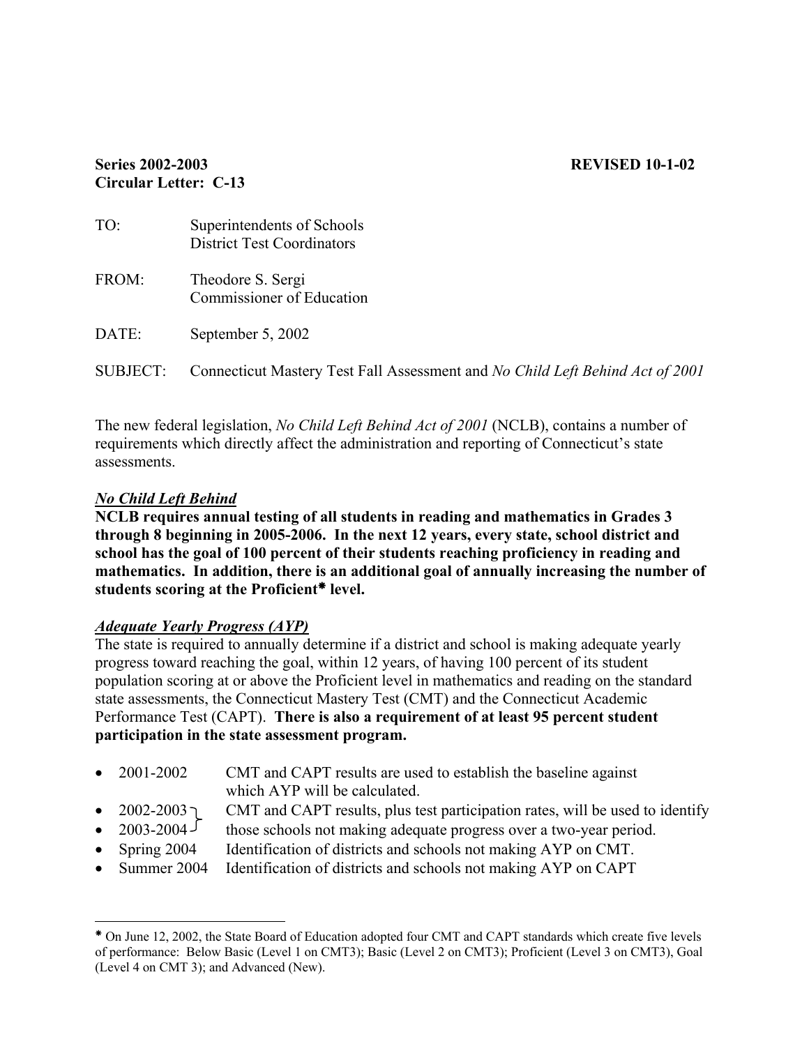**Series 2002-2003** **REVISED 10-1-02**
**Circular Letter: C-13**

TO: Superintendents of Schools
District Test Coordinators

FROM: Theodore S. Sergi
Commissioner of Education

DATE: September 5, 2002

SUBJECT: Connecticut Mastery Test Fall Assessment and *No Child Left Behind Act of 2001*

The new federal legislation, *No Child Left Behind Act of 2001* (NCLB), contains a number of requirements which directly affect the administration and reporting of Connecticut's state assessments.

***No Child Left Behind***

**NCLB requires annual testing of all students in reading and mathematics in Grades 3 through 8 beginning in 2005-2006. In the next 12 years, every state, school district and school has the goal of 100 percent of their students reaching proficiency in reading and mathematics. In addition, there is an additional goal of annually increasing the number of students scoring at the Proficient\* level.**

***Adequate Yearly Progress (AYP)***

The state is required to annually determine if a district and school is making adequate yearly progress toward reaching the goal, within 12 years, of having 100 percent of its student population scoring at or above the Proficient level in mathematics and reading on the standard state assessments, the Connecticut Mastery Test (CMT) and the Connecticut Academic Performance Test (CAPT). **There is also a requirement of at least 95 percent student participation in the state assessment program.**

- 2001-2002 CMT and CAPT results are used to establish the baseline against which AYP will be calculated.
- 2002-2003 } CMT and CAPT results, plus test participation rates, will be used to identify
- 2003-2004 } those schools not making adequate progress over a two-year period.
- Spring 2004 Identification of districts and schools not making AYP on CMT.
- Summer 2004 Identification of districts and schools not making AYP on CAPT

---

\* On June 12, 2002, the State Board of Education adopted four CMT and CAPT standards which create five levels of performance: Below Basic (Level 1 on CMT3); Basic (Level 2 on CMT3); Proficient (Level 3 on CMT3), Goal (Level 4 on CMT 3); and Advanced (New).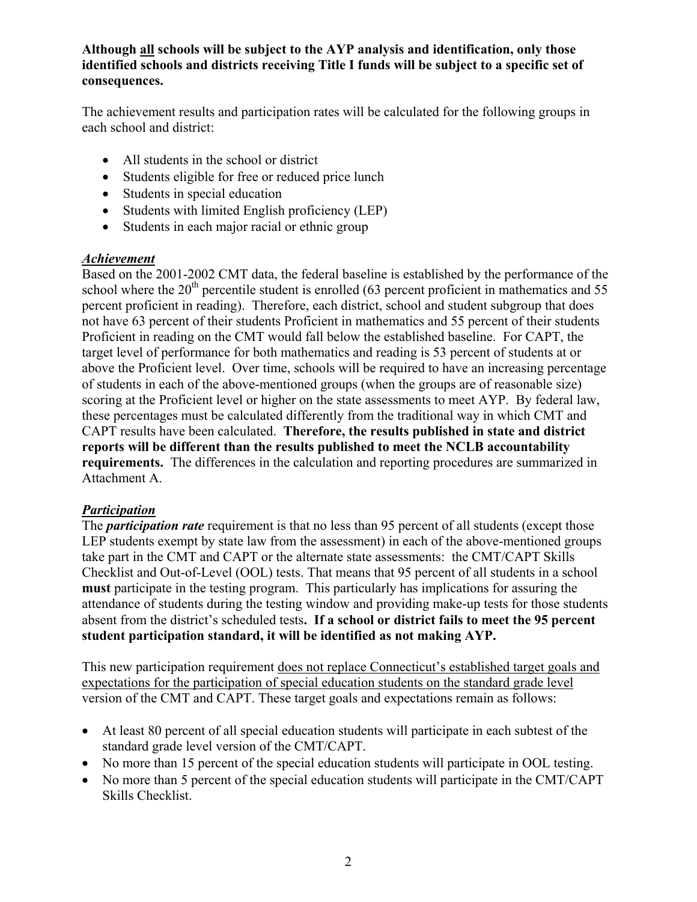**Although <u>all</u> schools will be subject to the AYP analysis and identification, only those identified schools and districts receiving Title I funds will be subject to a specific set of consequences.**

The achievement results and participation rates will be calculated for the following groups in each school and district:

- All students in the school or district
- Students eligible for free or reduced price lunch
- Students in special education
- Students with limited English proficiency (LEP)
- Students in each major racial or ethnic group

***<u>Achievement</u>***

Based on the 2001-2002 CMT data, the federal baseline is established by the performance of the school where the 20th percentile student is enrolled (63 percent proficient in mathematics and 55 percent proficient in reading). Therefore, each district, school and student subgroup that does not have 63 percent of their students Proficient in mathematics and 55 percent of their students Proficient in reading on the CMT would fall below the established baseline. For CAPT, the target level of performance for both mathematics and reading is 53 percent of students at or above the Proficient level. Over time, schools will be required to have an increasing percentage of students in each of the above-mentioned groups (when the groups are of reasonable size) scoring at the Proficient level or higher on the state assessments to meet AYP. By federal law, these percentages must be calculated differently from the traditional way in which CMT and CAPT results have been calculated. **Therefore, the results published in state and district reports will be different than the results published to meet the NCLB accountability requirements.** The differences in the calculation and reporting procedures are summarized in Attachment A.

***<u>Participation</u>***

The ***participation rate*** requirement is that no less than 95 percent of all students (except those LEP students exempt by state law from the assessment) in each of the above-mentioned groups take part in the CMT and CAPT or the alternate state assessments: the CMT/CAPT Skills Checklist and Out-of-Level (OOL) tests. That means that 95 percent of all students in a school **must** participate in the testing program. This particularly has implications for assuring the attendance of students during the testing window and providing make-up tests for those students absent from the district's scheduled tests**. If a school or district fails to meet the 95 percent student participation standard, it will be identified as not making AYP.**

This new participation requirement <u>does not replace Connecticut's established target goals and expectations for the participation of special education students on the standard grade level</u> version of the CMT and CAPT. These target goals and expectations remain as follows:

- At least 80 percent of all special education students will participate in each subtest of the standard grade level version of the CMT/CAPT.
- No more than 15 percent of the special education students will participate in OOL testing.
- No more than 5 percent of the special education students will participate in the CMT/CAPT Skills Checklist.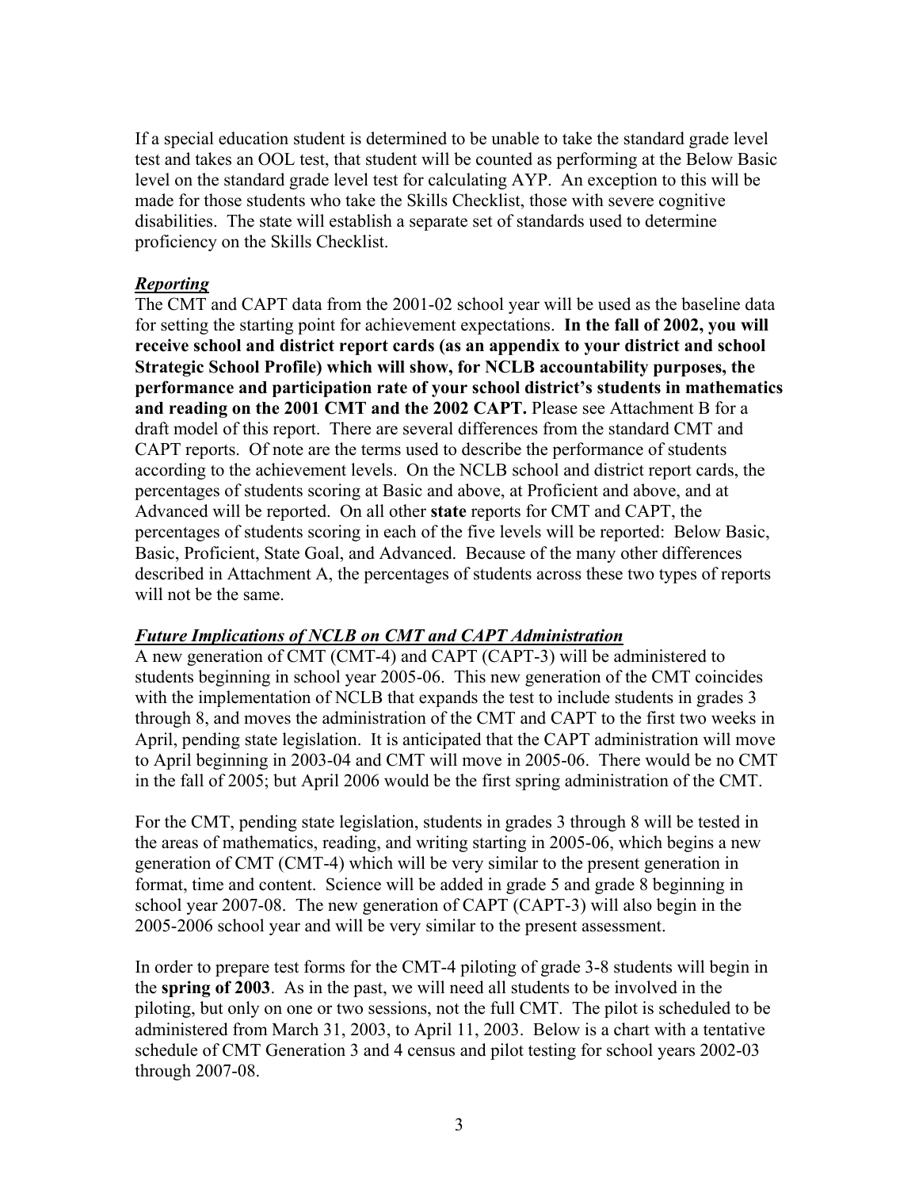If a special education student is determined to be unable to take the standard grade level test and takes an OOL test, that student will be counted as performing at the Below Basic level on the standard grade level test for calculating AYP. An exception to this will be made for those students who take the Skills Checklist, those with severe cognitive disabilities. The state will establish a separate set of standards used to determine proficiency on the Skills Checklist.

***Reporting***

The CMT and CAPT data from the 2001-02 school year will be used as the baseline data for setting the starting point for achievement expectations. **In the fall of 2002, you will receive school and district report cards (as an appendix to your district and school Strategic School Profile) which will show, for NCLB accountability purposes, the performance and participation rate of your school district's students in mathematics and reading on the 2001 CMT and the 2002 CAPT.** Please see Attachment B for a draft model of this report. There are several differences from the standard CMT and CAPT reports. Of note are the terms used to describe the performance of students according to the achievement levels. On the NCLB school and district report cards, the percentages of students scoring at Basic and above, at Proficient and above, and at Advanced will be reported. On all other **state** reports for CMT and CAPT, the percentages of students scoring in each of the five levels will be reported: Below Basic, Basic, Proficient, State Goal, and Advanced. Because of the many other differences described in Attachment A, the percentages of students across these two types of reports will not be the same.

***Future Implications of NCLB on CMT and CAPT Administration***

A new generation of CMT (CMT-4) and CAPT (CAPT-3) will be administered to students beginning in school year 2005-06. This new generation of the CMT coincides with the implementation of NCLB that expands the test to include students in grades 3 through 8, and moves the administration of the CMT and CAPT to the first two weeks in April, pending state legislation. It is anticipated that the CAPT administration will move to April beginning in 2003-04 and CMT will move in 2005-06. There would be no CMT in the fall of 2005; but April 2006 would be the first spring administration of the CMT.

For the CMT, pending state legislation, students in grades 3 through 8 will be tested in the areas of mathematics, reading, and writing starting in 2005-06, which begins a new generation of CMT (CMT-4) which will be very similar to the present generation in format, time and content. Science will be added in grade 5 and grade 8 beginning in school year 2007-08. The new generation of CAPT (CAPT-3) will also begin in the 2005-2006 school year and will be very similar to the present assessment.

In order to prepare test forms for the CMT-4 piloting of grade 3-8 students will begin in the **spring of 2003**. As in the past, we will need all students to be involved in the piloting, but only on one or two sessions, not the full CMT. The pilot is scheduled to be administered from March 31, 2003, to April 11, 2003. Below is a chart with a tentative schedule of CMT Generation 3 and 4 census and pilot testing for school years 2002-03 through 2007-08.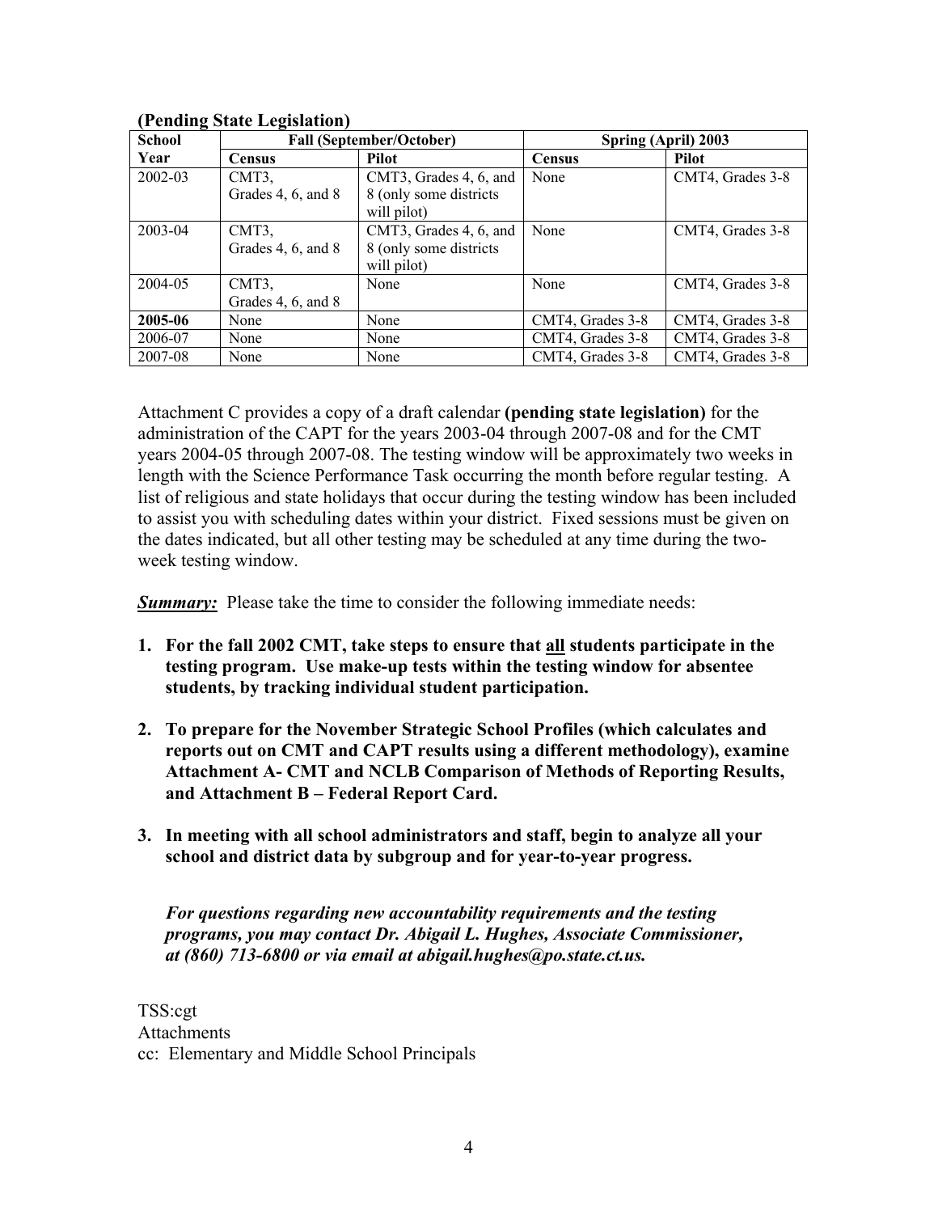**(Pending State Legislation)**

| School Year | Fall (September/October) | | Spring (April) 2003 | |
|---|---|---|---|---|
| | **Census** | **Pilot** | **Census** | **Pilot** |
| 2002-03 | CMT3, Grades 4, 6, and 8 | CMT3, Grades 4, 6, and 8 (only some districts will pilot) | None | CMT4, Grades 3-8 |
| 2003-04 | CMT3, Grades 4, 6, and 8 | CMT3, Grades 4, 6, and 8 (only some districts will pilot) | None | CMT4, Grades 3-8 |
| 2004-05 | CMT3, Grades 4, 6, and 8 | None | None | CMT4, Grades 3-8 |
| **2005-06** | None | None | CMT4, Grades 3-8 | CMT4, Grades 3-8 |
| 2006-07 | None | None | CMT4, Grades 3-8 | CMT4, Grades 3-8 |
| 2007-08 | None | None | CMT4, Grades 3-8 | CMT4, Grades 3-8 |

Attachment C provides a copy of a draft calendar **(pending state legislation)** for the administration of the CAPT for the years 2003-04 through 2007-08 and for the CMT years 2004-05 through 2007-08. The testing window will be approximately two weeks in length with the Science Performance Task occurring the month before regular testing. A list of religious and state holidays that occur during the testing window has been included to assist you with scheduling dates within your district. Fixed sessions must be given on the dates indicated, but all other testing may be scheduled at any time during the two-week testing window.

***Summary:*** Please take the time to consider the following immediate needs:

1. **For the fall 2002 CMT, take steps to ensure that all students participate in the testing program. Use make-up tests within the testing window for absentee students, by tracking individual student participation.**

2. **To prepare for the November Strategic School Profiles (which calculates and reports out on CMT and CAPT results using a different methodology), examine Attachment A- CMT and NCLB Comparison of Methods of Reporting Results, and Attachment B – Federal Report Card.**

3. **In meeting with all school administrators and staff, begin to analyze all your school and district data by subgroup and for year-to-year progress.**

***For questions regarding new accountability requirements and the testing programs, you may contact Dr. Abigail L. Hughes, Associate Commissioner, at (860) 713-6800 or via email at abigail.hughes@po.state.ct.us.***

TSS:cgt
Attachments
cc: Elementary and Middle School Principals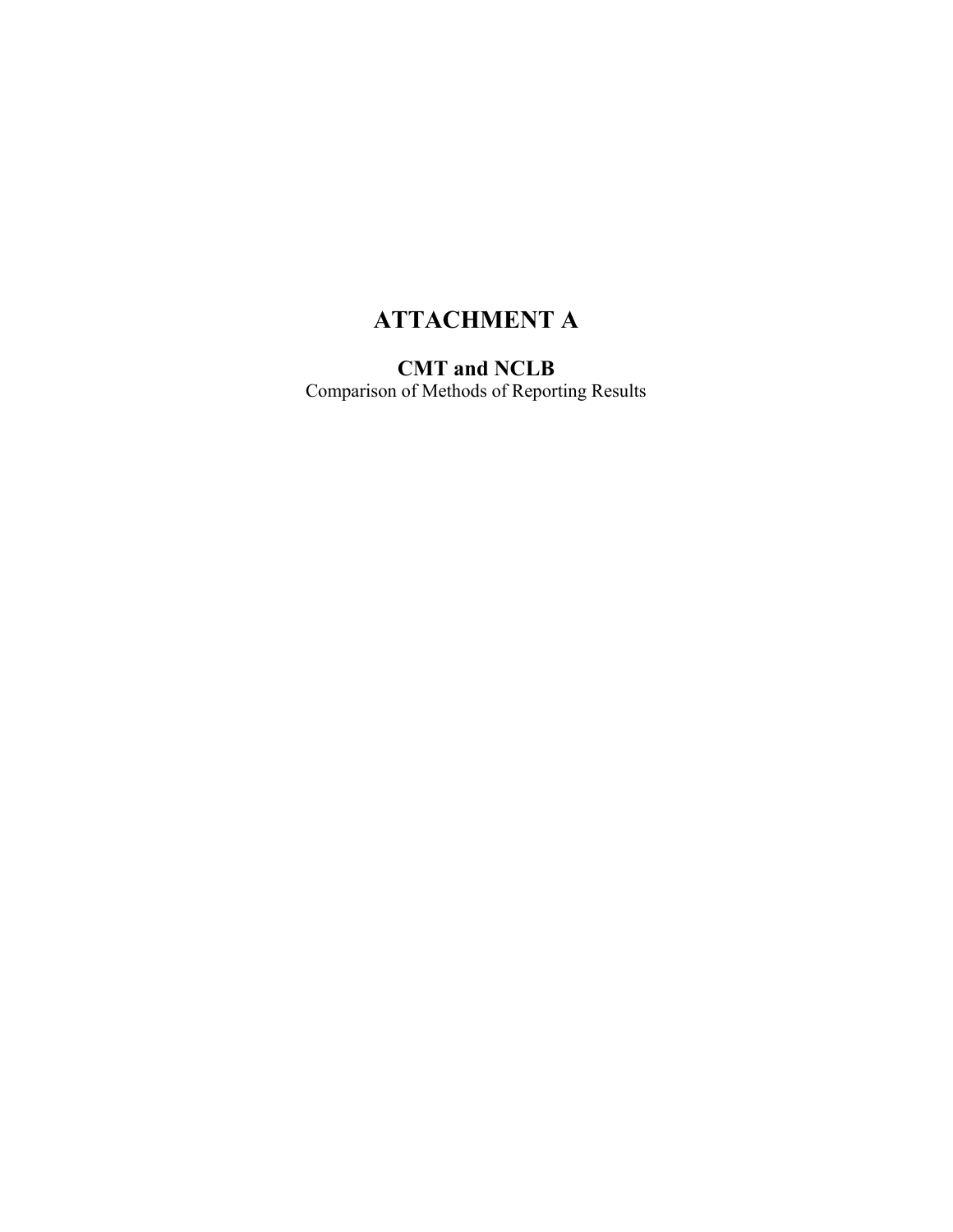# ATTACHMENT A

## CMT and NCLB

Comparison of Methods of Reporting Results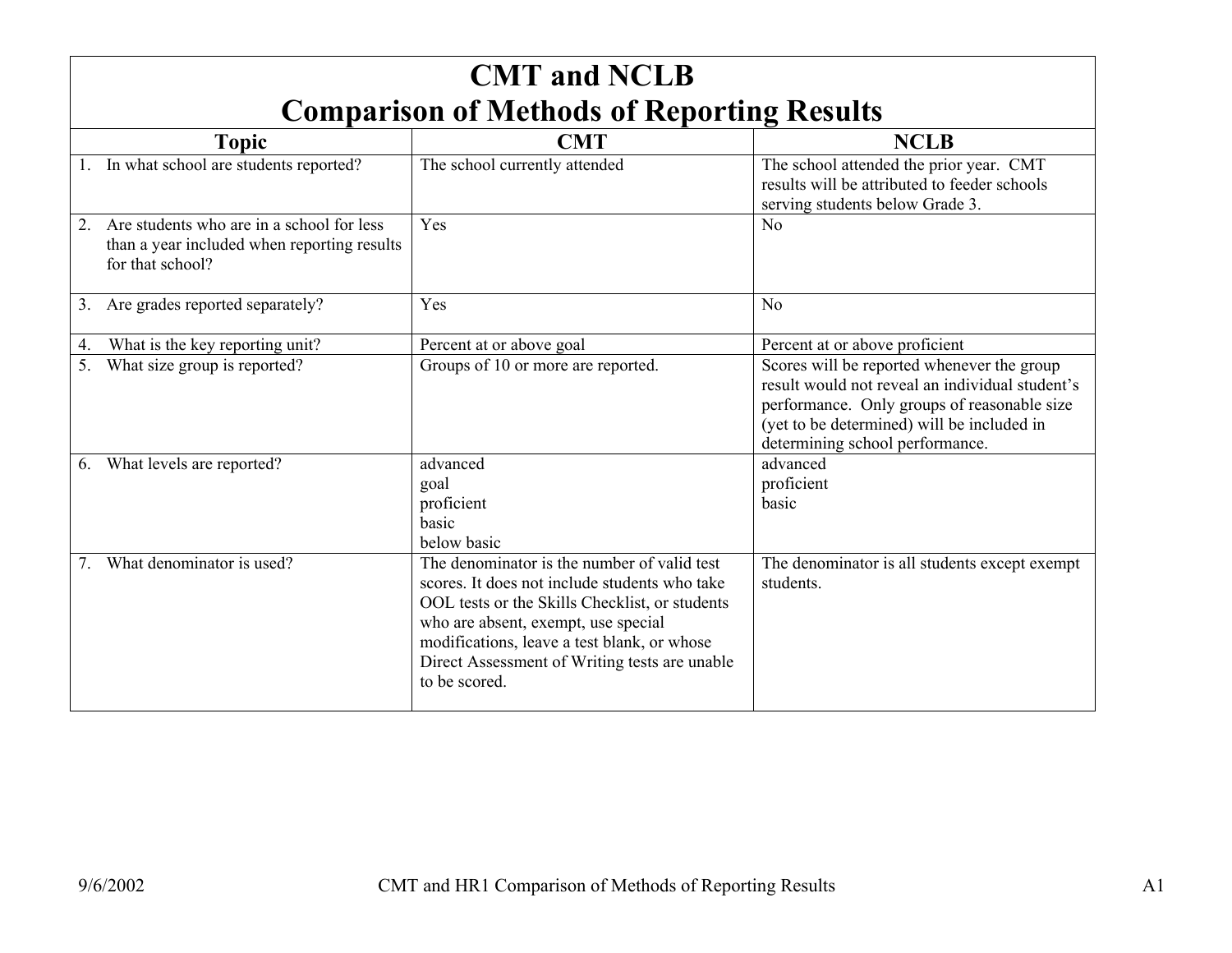# CMT and NCLB
# Comparison of Methods of Reporting Results

| Topic | CMT | NCLB |
|---|---|---|
| 1. In what school are students reported? | The school currently attended | The school attended the prior year. CMT results will be attributed to feeder schools serving students below Grade 3. |
| 2. Are students who are in a school for less than a year included when reporting results for that school? | Yes | No |
| 3. Are grades reported separately? | Yes | No |
| 4. What is the key reporting unit? | Percent at or above goal | Percent at or above proficient |
| 5. What size group is reported? | Groups of 10 or more are reported. | Scores will be reported whenever the group result would not reveal an individual student's performance. Only groups of reasonable size (yet to be determined) will be included in determining school performance. |
| 6. What levels are reported? | advanced<br>goal<br>proficient<br>basic<br>below basic | advanced<br>proficient<br>basic |
| 7. What denominator is used? | The denominator is the number of valid test scores. It does not include students who take OOL tests or the Skills Checklist, or students who are absent, exempt, use special modifications, leave a test blank, or whose Direct Assessment of Writing tests are unable to be scored. | The denominator is all students except exempt students. |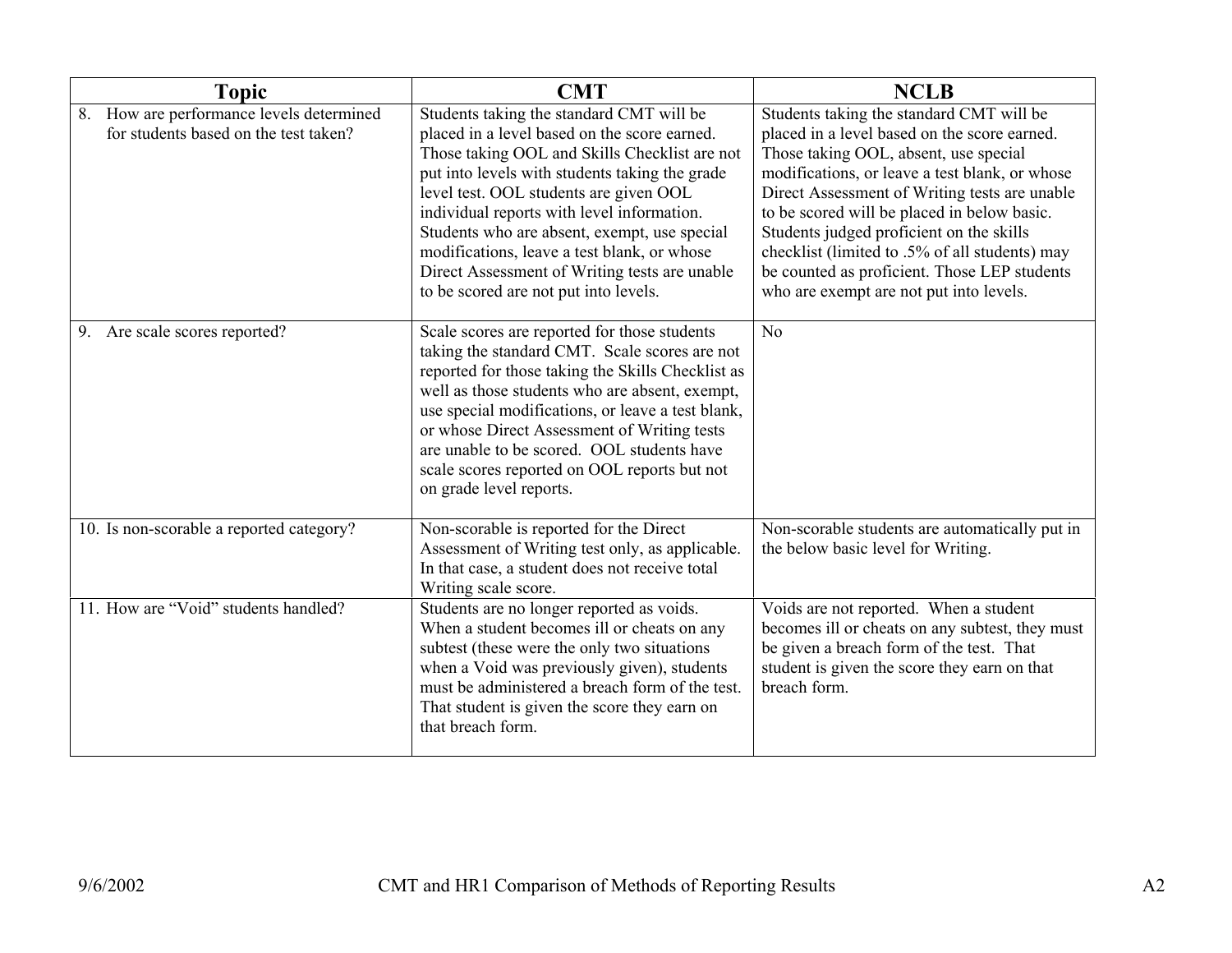| Topic | CMT | NCLB |
|---|---|---|
| 8. How are performance levels determined for students based on the test taken? | Students taking the standard CMT will be placed in a level based on the score earned. Those taking OOL and Skills Checklist are not put into levels with students taking the grade level test. OOL students are given OOL individual reports with level information. Students who are absent, exempt, use special modifications, leave a test blank, or whose Direct Assessment of Writing tests are unable to be scored are not put into levels. | Students taking the standard CMT will be placed in a level based on the score earned. Those taking OOL, absent, use special modifications, or leave a test blank, or whose Direct Assessment of Writing tests are unable to be scored will be placed in below basic. Students judged proficient on the skills checklist (limited to .5% of all students) may be counted as proficient. Those LEP students who are exempt are not put into levels. |
| 9. Are scale scores reported? | Scale scores are reported for those students taking the standard CMT. Scale scores are not reported for those taking the Skills Checklist as well as those students who are absent, exempt, use special modifications, or leave a test blank, or whose Direct Assessment of Writing tests are unable to be scored. OOL students have scale scores reported on OOL reports but not on grade level reports. | No |
| 10. Is non-scorable a reported category? | Non-scorable is reported for the Direct Assessment of Writing test only, as applicable. In that case, a student does not receive total Writing scale score. | Non-scorable students are automatically put in the below basic level for Writing. |
| 11. How are "Void" students handled? | Students are no longer reported as voids. When a student becomes ill or cheats on any subtest (these were the only two situations when a Void was previously given), students must be administered a breach form of the test. That student is given the score they earn on that breach form. | Voids are not reported. When a student becomes ill or cheats on any subtest, they must be given a breach form of the test. That student is given the score they earn on that breach form. |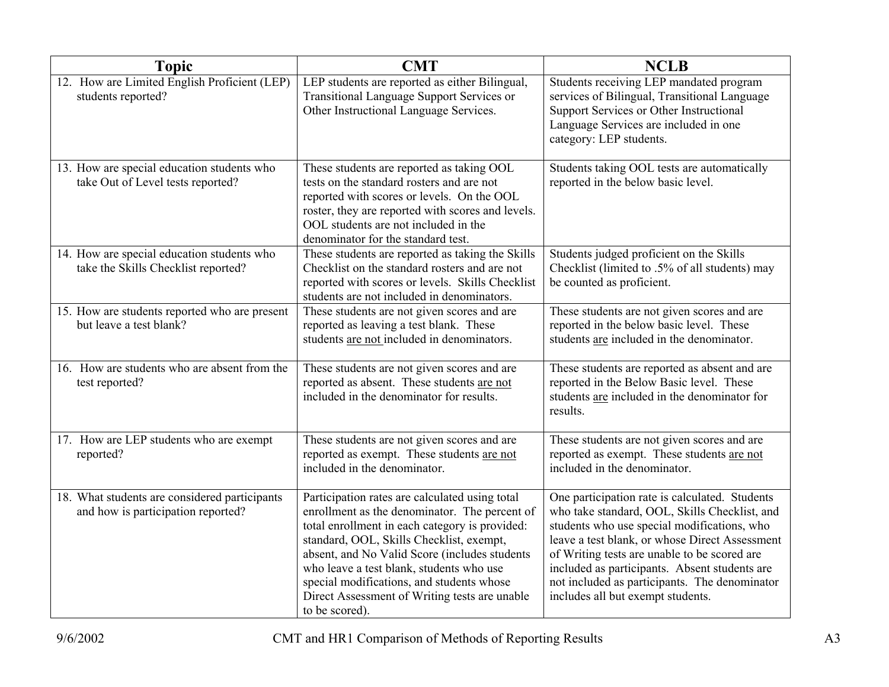| Topic | CMT | NCLB |
|---|---|---|
| 12. How are Limited English Proficient (LEP) students reported? | LEP students are reported as either Bilingual, Transitional Language Support Services or Other Instructional Language Services. | Students receiving LEP mandated program services of Bilingual, Transitional Language Support Services or Other Instructional Language Services are included in one category: LEP students. |
| 13. How are special education students who take Out of Level tests reported? | These students are reported as taking OOL tests on the standard rosters and are not reported with scores or levels. On the OOL roster, they are reported with scores and levels. OOL students are not included in the denominator for the standard test. | Students taking OOL tests are automatically reported in the below basic level. |
| 14. How are special education students who take the Skills Checklist reported? | These students are reported as taking the Skills Checklist on the standard rosters and are not reported with scores or levels. Skills Checklist students are not included in denominators. | Students judged proficient on the Skills Checklist (limited to .5% of all students) may be counted as proficient. |
| 15. How are students reported who are present but leave a test blank? | These students are not given scores and are reported as leaving a test blank. These students <u>are not</u> included in denominators. | These students are not given scores and are reported in the below basic level. These students <u>are</u> included in the denominator. |
| 16. How are students who are absent from the test reported? | These students are not given scores and are reported as absent. These students <u>are not</u> included in the denominator for results. | These students are reported as absent and are reported in the Below Basic level. These students <u>are</u> included in the denominator for results. |
| 17. How are LEP students who are exempt reported? | These students are not given scores and are reported as exempt. These students <u>are not</u> included in the denominator. | These students are not given scores and are reported as exempt. These students <u>are not</u> included in the denominator. |
| 18. What students are considered participants and how is participation reported? | Participation rates are calculated using total enrollment as the denominator. The percent of total enrollment in each category is provided: standard, OOL, Skills Checklist, exempt, absent, and No Valid Score (includes students who leave a test blank, students who use special modifications, and students whose Direct Assessment of Writing tests are unable to be scored). | One participation rate is calculated. Students who take standard, OOL, Skills Checklist, and students who use special modifications, who leave a test blank, or whose Direct Assessment of Writing tests are unable to be scored are included as participants. Absent students are not included as participants. The denominator includes all but exempt students. |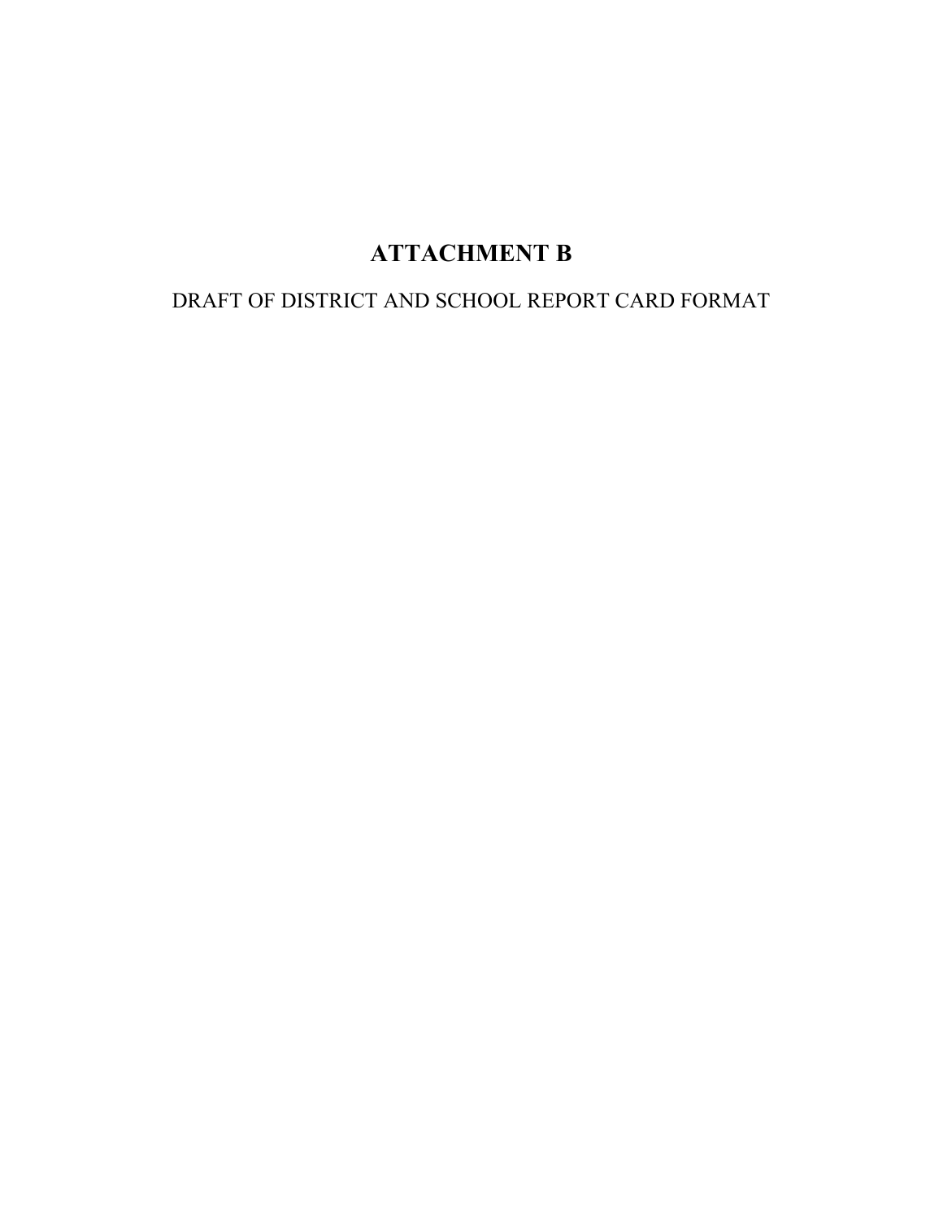# ATTACHMENT B

DRAFT OF DISTRICT AND SCHOOL REPORT CARD FORMAT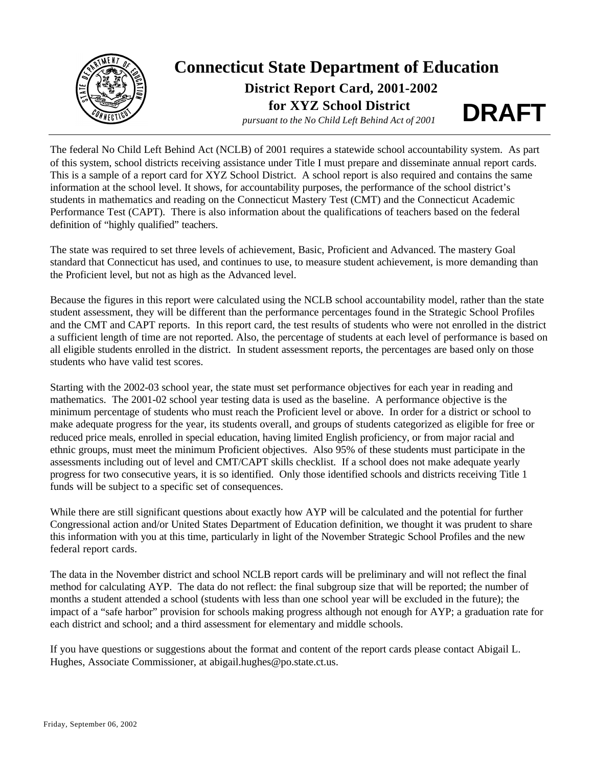# Connecticut State Department of Education

## District Report Card, 2001-2002

## for XYZ School District

*pursuant to the No Child Left Behind Act of 2001*

**DRAFT**

---

The federal No Child Left Behind Act (NCLB) of 2001 requires a statewide school accountability system. As part of this system, school districts receiving assistance under Title I must prepare and disseminate annual report cards. This is a sample of a report card for XYZ School District. A school report is also required and contains the same information at the school level. It shows, for accountability purposes, the performance of the school district's students in mathematics and reading on the Connecticut Mastery Test (CMT) and the Connecticut Academic Performance Test (CAPT). There is also information about the qualifications of teachers based on the federal definition of "highly qualified" teachers.

The state was required to set three levels of achievement, Basic, Proficient and Advanced. The mastery Goal standard that Connecticut has used, and continues to use, to measure student achievement, is more demanding than the Proficient level, but not as high as the Advanced level.

Because the figures in this report were calculated using the NCLB school accountability model, rather than the state student assessment, they will be different than the performance percentages found in the Strategic School Profiles and the CMT and CAPT reports. In this report card, the test results of students who were not enrolled in the district a sufficient length of time are not reported. Also, the percentage of students at each level of performance is based on all eligible students enrolled in the district. In student assessment reports, the percentages are based only on those students who have valid test scores.

Starting with the 2002-03 school year, the state must set performance objectives for each year in reading and mathematics. The 2001-02 school year testing data is used as the baseline. A performance objective is the minimum percentage of students who must reach the Proficient level or above. In order for a district or school to make adequate progress for the year, its students overall, and groups of students categorized as eligible for free or reduced price meals, enrolled in special education, having limited English proficiency, or from major racial and ethnic groups, must meet the minimum Proficient objectives. Also 95% of these students must participate in the assessments including out of level and CMT/CAPT skills checklist. If a school does not make adequate yearly progress for two consecutive years, it is so identified. Only those identified schools and districts receiving Title 1 funds will be subject to a specific set of consequences.

While there are still significant questions about exactly how AYP will be calculated and the potential for further Congressional action and/or United States Department of Education definition, we thought it was prudent to share this information with you at this time, particularly in light of the November Strategic School Profiles and the new federal report cards.

The data in the November district and school NCLB report cards will be preliminary and will not reflect the final method for calculating AYP. The data do not reflect: the final subgroup size that will be reported; the number of months a student attended a school (students with less than one school year will be excluded in the future); the impact of a "safe harbor" provision for schools making progress although not enough for AYP; a graduation rate for each district and school; and a third assessment for elementary and middle schools.

If you have questions or suggestions about the format and content of the report cards please contact Abigail L. Hughes, Associate Commissioner, at abigail.hughes@po.state.ct.us.

Friday, September 06, 2002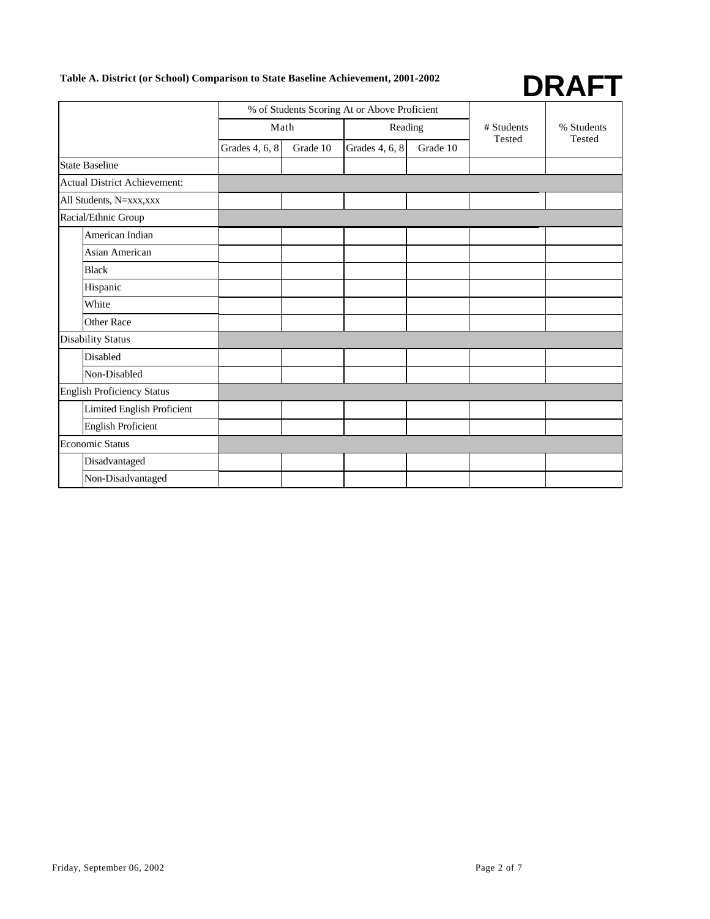**Table A. District (or School) Comparison to State Baseline Achievement, 2001-2002**

**DRAFT**

| | % of Students Scoring At or Above Proficient | | | | # Students Tested | % Students Tested |
|---|---|---|---|---|---|---|
| | Math | | Reading | | | |
| | Grades 4, 6, 8 | Grade 10 | Grades 4, 6, 8 | Grade 10 | | |
| State Baseline | | | | | | |
| Actual District Achievement: | | | | | | |
| All Students, N=xxx,xxx | | | | | | |
| Racial/Ethnic Group | | | | | | |
| American Indian | | | | | | |
| Asian American | | | | | | |
| Black | | | | | | |
| Hispanic | | | | | | |
| White | | | | | | |
| Other Race | | | | | | |
| Disability Status | | | | | | |
| Disabled | | | | | | |
| Non-Disabled | | | | | | |
| English Proficiency Status | | | | | | |
| Limited English Proficient | | | | | | |
| English Proficient | | | | | | |
| Economic Status | | | | | | |
| Disadvantaged | | | | | | |
| Non-Disadvantaged | | | | | | |

Friday, September 06, 2002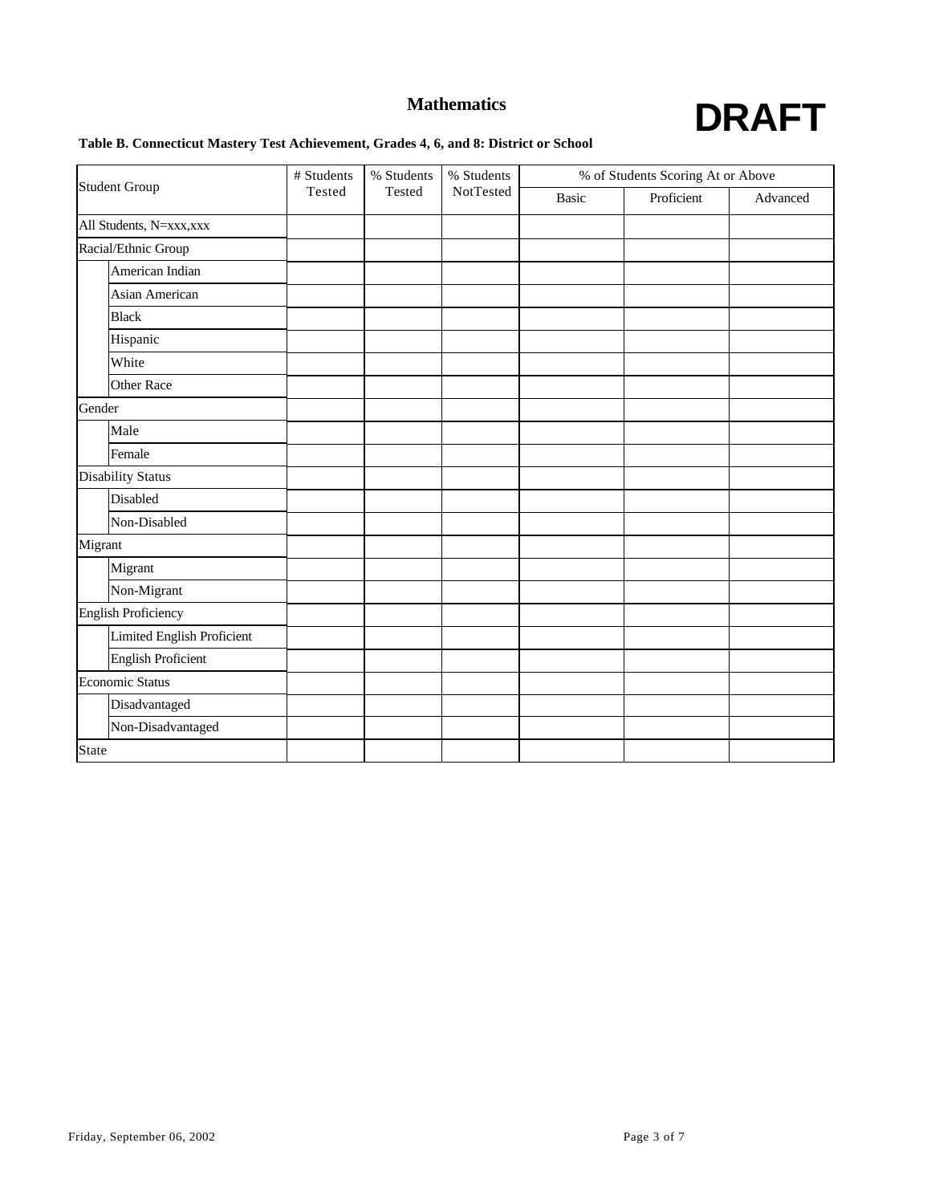# Mathematics

**DRAFT**

**Table B. Connecticut Mastery Test Achievement, Grades 4, 6, and 8: District or School**

| Student Group | | # Students Tested | % Students Tested | % Students NotTested | % of Students Scoring At or Above | | |
|---|---|---|---|---|---|---|---|
| | | | | | Basic | Proficient | Advanced |
| All Students, N=xxx,xxx | | | | | | | |
| Racial/Ethnic Group | | | | | | | |
| | American Indian | | | | | | |
| | Asian American | | | | | | |
| | Black | | | | | | |
| | Hispanic | | | | | | |
| | White | | | | | | |
| | Other Race | | | | | | |
| Gender | | | | | | | |
| | Male | | | | | | |
| | Female | | | | | | |
| Disability Status | | | | | | | |
| | Disabled | | | | | | |
| | Non-Disabled | | | | | | |
| Migrant | | | | | | | |
| | Migrant | | | | | | |
| | Non-Migrant | | | | | | |
| English Proficiency | | | | | | | |
| | Limited English Proficient | | | | | | |
| | English Proficient | | | | | | |
| Economic Status | | | | | | | |
| | Disadvantaged | | | | | | |
| | Non-Disadvantaged | | | | | | |
| State | | | | | | | |

Friday, September 06, 2002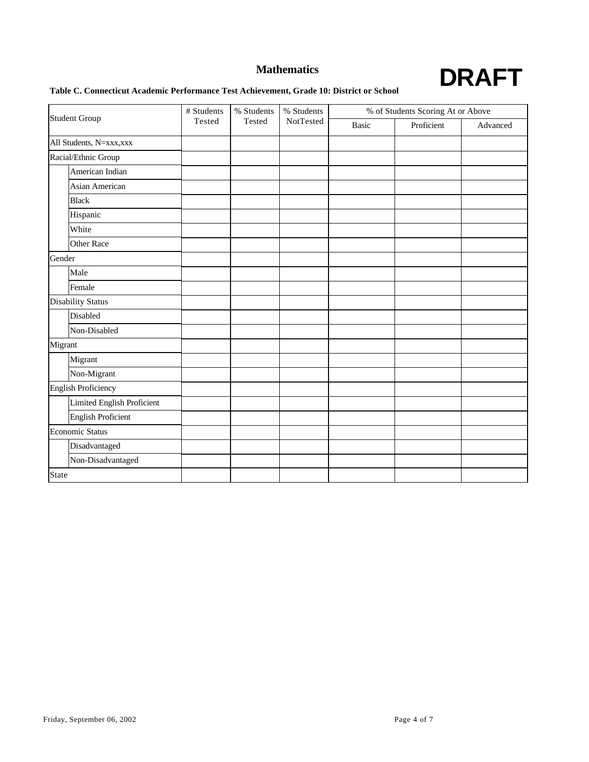## Mathematics

**DRAFT**

**Table C. Connecticut Academic Performance Test Achievement, Grade 10: District or School**

| Student Group | | # Students Tested | % Students Tested | % Students NotTested | % of Students Scoring At or Above | | |
|---|---|---|---|---|---|---|---|
| | | | | | Basic | Proficient | Advanced |
| All Students, N=xxx,xxx | | | | | | | |
| Racial/Ethnic Group | | | | | | | |
| | American Indian | | | | | | |
| | Asian American | | | | | | |
| | Black | | | | | | |
| | Hispanic | | | | | | |
| | White | | | | | | |
| | Other Race | | | | | | |
| Gender | | | | | | | |
| | Male | | | | | | |
| | Female | | | | | | |
| Disability Status | | | | | | | |
| | Disabled | | | | | | |
| | Non-Disabled | | | | | | |
| Migrant | | | | | | | |
| | Migrant | | | | | | |
| | Non-Migrant | | | | | | |
| English Proficiency | | | | | | | |
| | Limited English Proficient | | | | | | |
| | English Proficient | | | | | | |
| Economic Status | | | | | | | |
| | Disadvantaged | | | | | | |
| | Non-Disadvantaged | | | | | | |
| State | | | | | | | |

Friday, September 06, 2002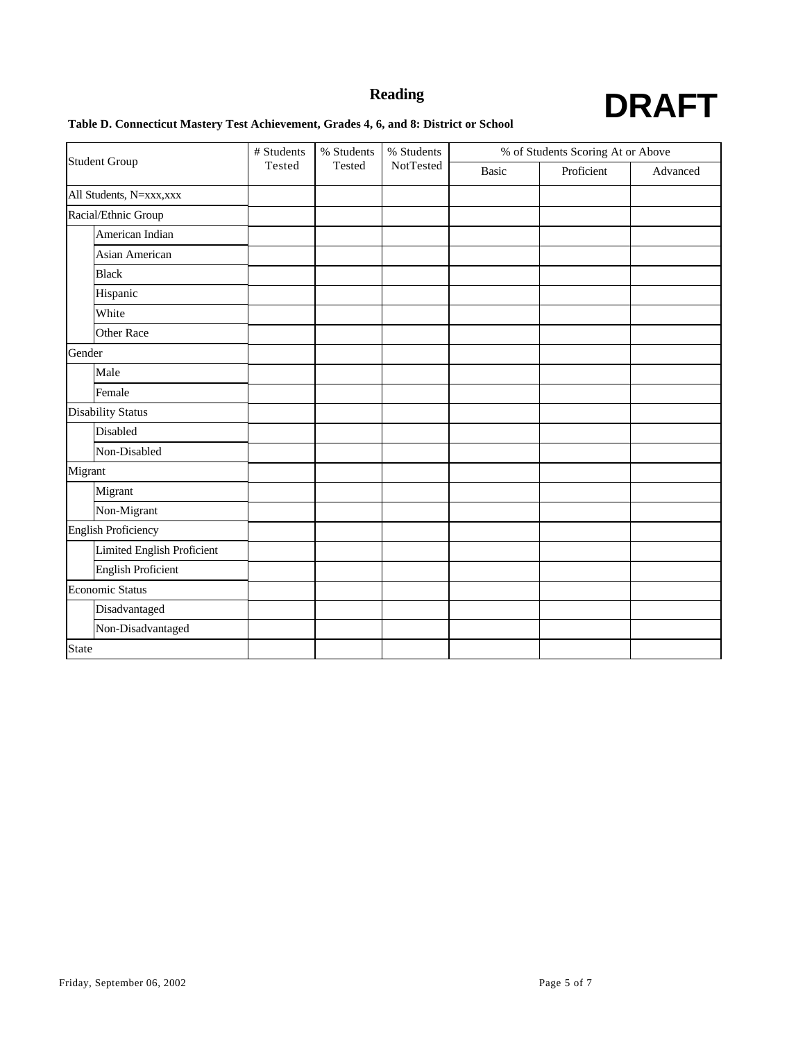# Reading

**DRAFT**

**Table D. Connecticut Mastery Test Achievement, Grades 4, 6, and 8: District or School**

| Student Group | | # Students Tested | % Students Tested | % Students NotTested | % of Students Scoring At or Above | | |
|---|---|---|---|---|---|---|---|
| | | | | | Basic | Proficient | Advanced |
| All Students, N=xxx,xxx | | | | | | | |
| Racial/Ethnic Group | | | | | | | |
| | American Indian | | | | | | |
| | Asian American | | | | | | |
| | Black | | | | | | |
| | Hispanic | | | | | | |
| | White | | | | | | |
| | Other Race | | | | | | |
| Gender | | | | | | | |
| | Male | | | | | | |
| | Female | | | | | | |
| Disability Status | | | | | | | |
| | Disabled | | | | | | |
| | Non-Disabled | | | | | | |
| Migrant | | | | | | | |
| | Migrant | | | | | | |
| | Non-Migrant | | | | | | |
| English Proficiency | | | | | | | |
| | Limited English Proficient | | | | | | |
| | English Proficient | | | | | | |
| Economic Status | | | | | | | |
| | Disadvantaged | | | | | | |
| | Non-Disadvantaged | | | | | | |
| State | | | | | | | |

Friday, September 06, 2002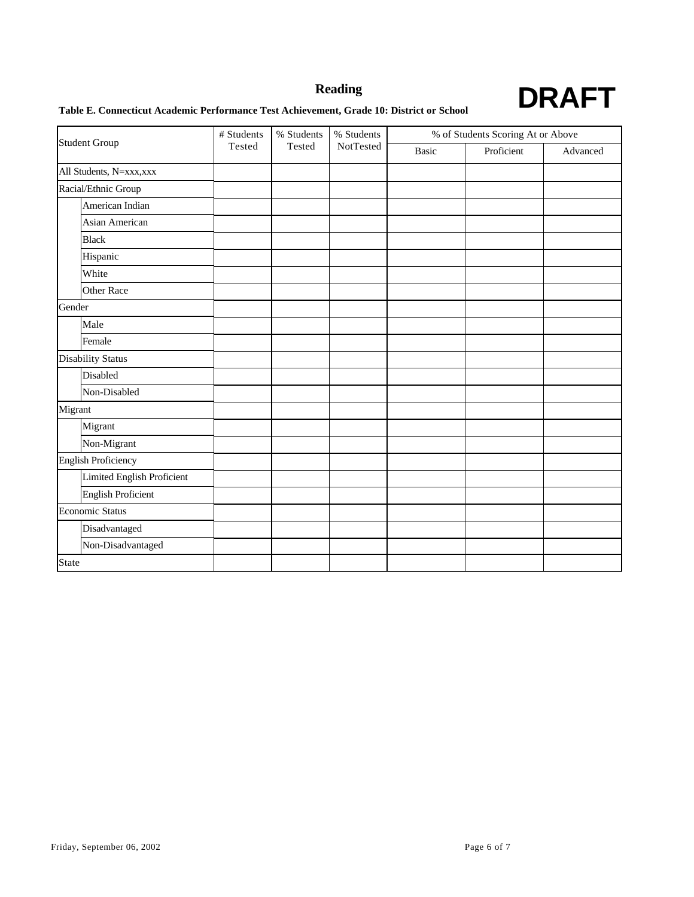## Reading

**DRAFT**

**Table E. Connecticut Academic Performance Test Achievement, Grade 10: District or School**

| Student Group | | # Students Tested | % Students Tested | % Students NotTested | % of Students Scoring At or Above | | |
|---|---|---|---|---|---|---|---|
| | | | | | Basic | Proficient | Advanced |
| All Students, N=xxx,xxx | | | | | | | |
| Racial/Ethnic Group | | | | | | | |
| | American Indian | | | | | | |
| | Asian American | | | | | | |
| | Black | | | | | | |
| | Hispanic | | | | | | |
| | White | | | | | | |
| | Other Race | | | | | | |
| Gender | | | | | | | |
| | Male | | | | | | |
| | Female | | | | | | |
| Disability Status | | | | | | | |
| | Disabled | | | | | | |
| | Non-Disabled | | | | | | |
| Migrant | | | | | | | |
| | Migrant | | | | | | |
| | Non-Migrant | | | | | | |
| English Proficiency | | | | | | | |
| | Limited English Proficient | | | | | | |
| | English Proficient | | | | | | |
| Economic Status | | | | | | | |
| | Disadvantaged | | | | | | |
| | Non-Disadvantaged | | | | | | |
| State | | | | | | | |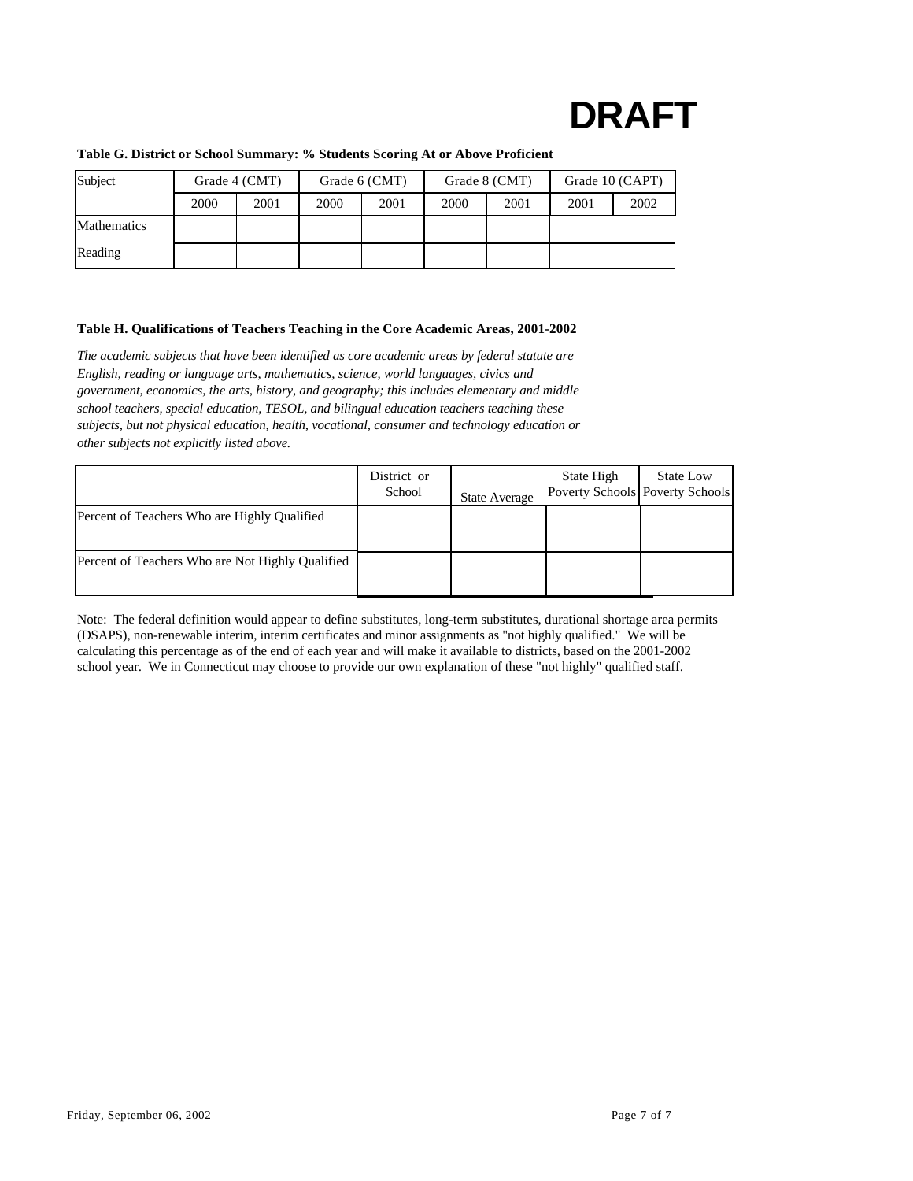# DRAFT

**Table G. District or School Summary: % Students Scoring At or Above Proficient**

| Subject | Grade 4 (CMT) | | Grade 6 (CMT) | | Grade 8 (CMT) | | Grade 10 (CAPT) | |
|---|---|---|---|---|---|---|---|---|
| | 2000 | 2001 | 2000 | 2001 | 2000 | 2001 | 2001 | 2002 |
| Mathematics | | | | | | | | |
| Reading | | | | | | | | |

**Table H. Qualifications of Teachers Teaching in the Core Academic Areas, 2001-2002**

*The academic subjects that have been identified as core academic areas by federal statute are English, reading or language arts, mathematics, science, world languages, civics and government, economics, the arts, history, and geography; this includes elementary and middle school teachers, special education, TESOL, and bilingual education teachers teaching these subjects, but not physical education, health, vocational, consumer and technology education or other subjects not explicitly listed above.*

| | District or School | State Average | State High Poverty Schools | State Low Poverty Schools |
|---|---|---|---|---|
| Percent of Teachers Who are Highly Qualified | | | | |
| Percent of Teachers Who are Not Highly Qualified | | | | |

Note: The federal definition would appear to define substitutes, long-term substitutes, durational shortage area permits (DSAPS), non-renewable interim, interim certificates and minor assignments as "not highly qualified." We will be calculating this percentage as of the end of each year and will make it available to districts, based on the 2001-2002 school year. We in Connecticut may choose to provide our own explanation of these "not highly" qualified staff.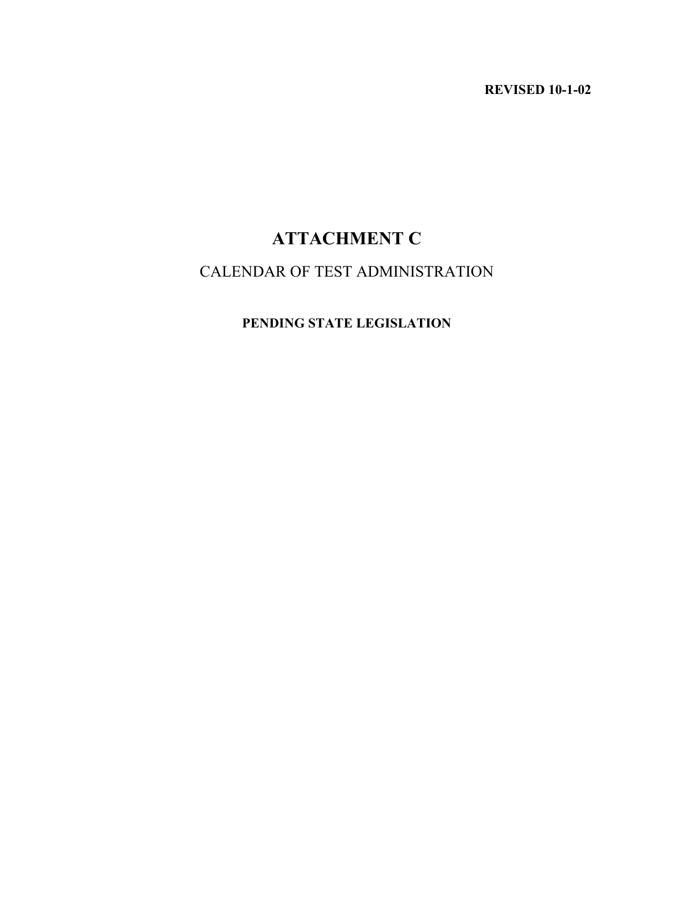**REVISED 10-1-02**

# ATTACHMENT C

CALENDAR OF TEST ADMINISTRATION

**PENDING STATE LEGISLATION**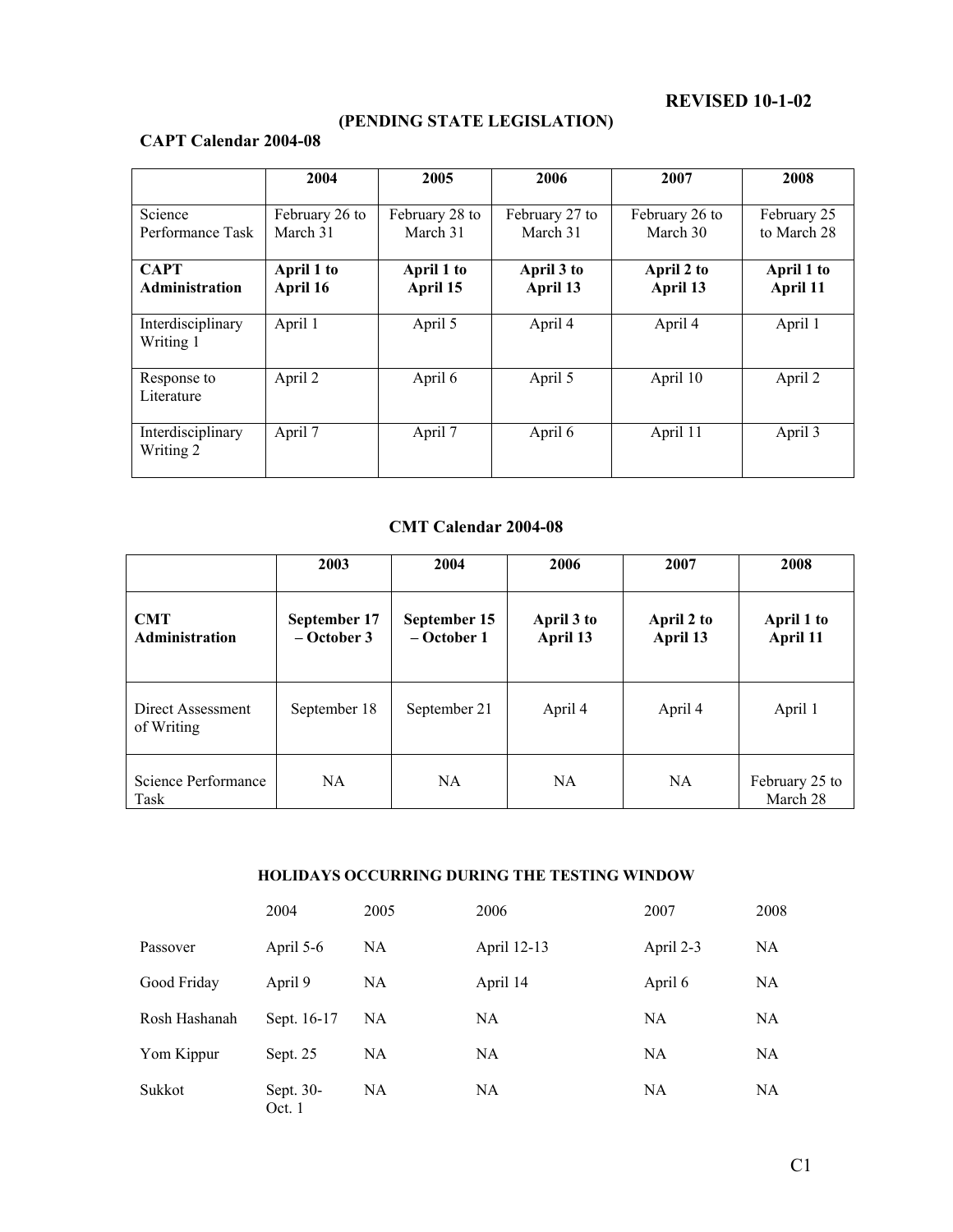**REVISED 10-1-02**

**(PENDING STATE LEGISLATION)**

**CAPT Calendar 2004-08**

| | 2004 | 2005 | 2006 | 2007 | 2008 |
|---|---|---|---|---|---|
| Science Performance Task | February 26 to March 31 | February 28 to March 31 | February 27 to March 31 | February 26 to March 30 | February 25 to March 28 |
| **CAPT Administration** | **April 1 to April 16** | **April 1 to April 15** | **April 3 to April 13** | **April 2 to April 13** | **April 1 to April 11** |
| Interdisciplinary Writing 1 | April 1 | April 5 | April 4 | April 4 | April 1 |
| Response to Literature | April 2 | April 6 | April 5 | April 10 | April 2 |
| Interdisciplinary Writing 2 | April 7 | April 7 | April 6 | April 11 | April 3 |

**CMT Calendar 2004-08**

| | 2003 | 2004 | 2006 | 2007 | 2008 |
|---|---|---|---|---|---|
| **CMT Administration** | **September 17 – October 3** | **September 15 – October 1** | **April 3 to April 13** | **April 2 to April 13** | **April 1 to April 11** |
| Direct Assessment of Writing | September 18 | September 21 | April 4 | April 4 | April 1 |
| Science Performance Task | NA | NA | NA | NA | February 25 to March 28 |

**HOLIDAYS OCCURRING DURING THE TESTING WINDOW**

| | 2004 | 2005 | 2006 | 2007 | 2008 |
|---|---|---|---|---|---|
| Passover | April 5-6 | NA | April 12-13 | April 2-3 | NA |
| Good Friday | April 9 | NA | April 14 | April 6 | NA |
| Rosh Hashanah | Sept. 16-17 | NA | NA | NA | NA |
| Yom Kippur | Sept. 25 | NA | NA | NA | NA |
| Sukkot | Sept. 30-Oct. 1 | NA | NA | NA | NA |

C1